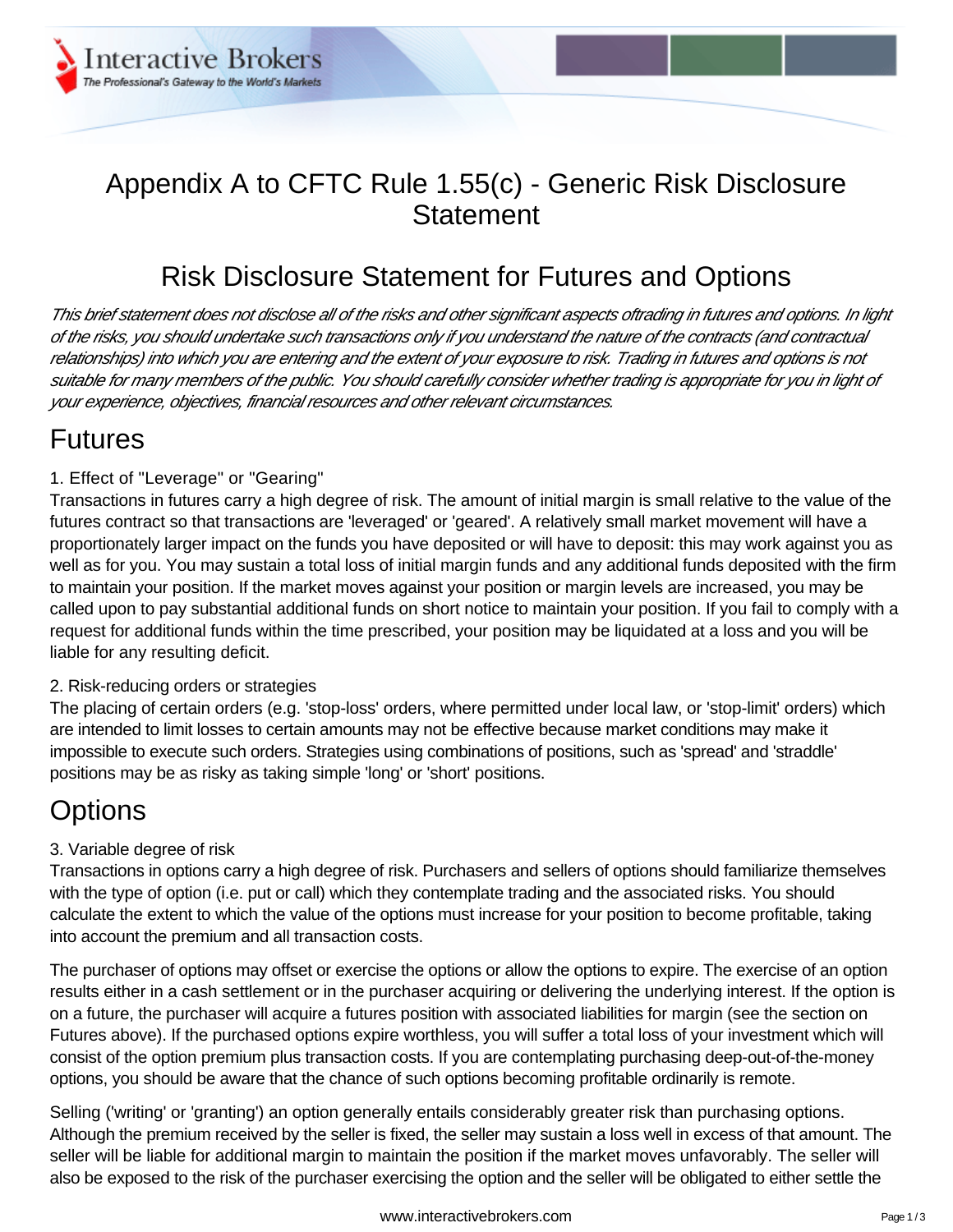# Appendix A to CFTC Rule 1.55(c) - Generic Risk Disclosure Statement

## Risk Disclosure Statement for Futures and Options

*This brief statement does not disclose all of the risks and other significant aspects oftrading in futures and options. In light of the risks, you should undertake such transactions only if you understand the nature of the contracts (and contractual relationships) into which you are entering and the extent of your exposure to risk. Trading in futures and options is not suitable for many members of the public. You should carefully consider whether trading is appropriate for you in light of your experience, objectives, financial resources and other relevant circumstances.*

## Futures

1. Effect of "Leverage" or "Gearing"

Transactions in futures carry a high degree of risk. The amount of initial margin is small relative to the value of the futures contract so that transactions are 'leveraged' or 'geared'. A relatively small market movement will have a proportionately larger impact on the funds you have deposited or will have to deposit: this may work against you as well as for you. You may sustain a total loss of initial margin funds and any additional funds deposited with the firm to maintain your position. If the market moves against your position or margin levels are increased, you may be called upon to pay substantial additional funds on short notice to maintain your position. If you fail to comply with a request for additional funds within the time prescribed, your position may be liquidated at a loss and you will be liable for any resulting deficit.

2. Risk-reducing orders or strategies

The placing of certain orders (e.g. 'stop-loss' orders, where permitted under local law, or 'stop-limit' orders) which are intended to limit losses to certain amounts may not be effective because market conditions may make it impossible to execute such orders. Strategies using combinations of positions, such as 'spread' and 'straddle' positions may be as risky as taking simple 'long' or 'short' positions.

## Options

3. Variable degree of risk

Transactions in options carry a high degree of risk. Purchasers and sellers of options should familiarize themselves with the type of option (i.e. put or call) which they contemplate trading and the associated risks. You should calculate the extent to which the value of the options must increase for your position to become profitable, taking into account the premium and all transaction costs.

The purchaser of options may offset or exercise the options or allow the options to expire. The exercise of an option results either in a cash settlement or in the purchaser acquiring or delivering the underlying interest. If the option is on a future, the purchaser will acquire a futures position with associated liabilities for margin (see the section on Futures above). If the purchased options expire worthless, you will suffer a total loss of your investment which will consist of the option premium plus transaction costs. If you are contemplating purchasing deep-out-of-the-money options, you should be aware that the chance of such options becoming profitable ordinarily is remote.

Selling ('writing' or 'granting') an option generally entails considerably greater risk than purchasing options. Although the premium received by the seller is fixed, the seller may sustain a loss well in excess of that amount. The seller will be liable for additional margin to maintain the position if the market moves unfavorably. The seller will also be exposed to the risk of the purchaser exercising the option and the seller will be obligated to either settle the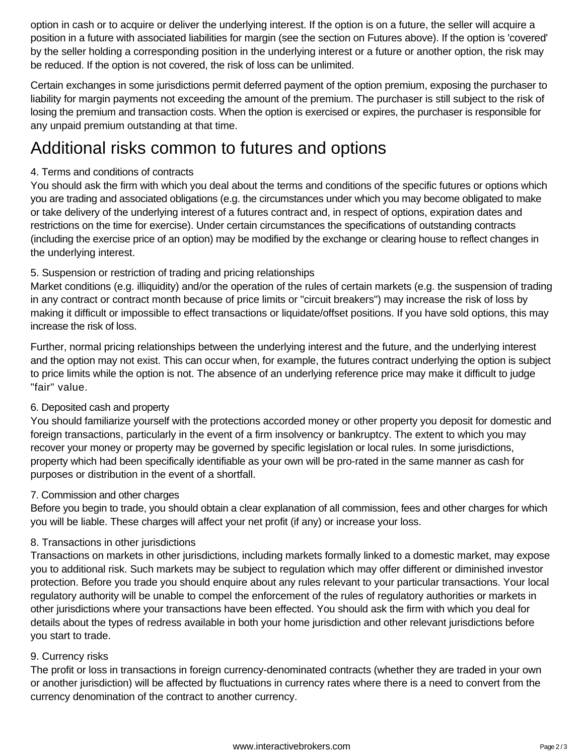option in cash or to acquire or deliver the underlying interest. If the option is on a future, the seller will acquire a position in a future with associated liabilities for margin (see the section on Futures above). If the option is 'covered' by the seller holding a corresponding position in the underlying interest or a future or another option, the risk may be reduced. If the option is not covered, the risk of loss can be unlimited.

Certain exchanges in some jurisdictions permit deferred payment of the option premium, exposing the purchaser to liability for margin payments not exceeding the amount of the premium. The purchaser is still subject to the risk of losing the premium and transaction costs. When the option is exercised or expires, the purchaser is responsible for any unpaid premium outstanding at that time.

# Additional risks common to futures and options

4. Terms and conditions of contracts
You should ask the firm with which you deal about the terms and conditions of the specific futures or options which you are trading and associated obligations (e.g. the circumstances under which you may become obligated to make or take delivery of the underlying interest of a futures contract and, in respect of options, expiration dates and restrictions on the time for exercise). Under certain circumstances the specifications of outstanding contracts (including the exercise price of an option) may be modified by the exchange or clearing house to reflect changes in the underlying interest.

5. Suspension or restriction of trading and pricing relationships
Market conditions (e.g. illiquidity) and/or the operation of the rules of certain markets (e.g. the suspension of trading in any contract or contract month because of price limits or "circuit breakers") may increase the risk of loss by making it difficult or impossible to effect transactions or liquidate/offset positions. If you have sold options, this may increase the risk of loss.

Further, normal pricing relationships between the underlying interest and the future, and the underlying interest and the option may not exist. This can occur when, for example, the futures contract underlying the option is subject to price limits while the option is not. The absence of an underlying reference price may make it difficult to judge "fair" value.

6. Deposited cash and property
You should familiarize yourself with the protections accorded money or other property you deposit for domestic and foreign transactions, particularly in the event of a firm insolvency or bankruptcy. The extent to which you may recover your money or property may be governed by specific legislation or local rules. In some jurisdictions, property which had been specifically identifiable as your own will be pro-rated in the same manner as cash for purposes or distribution in the event of a shortfall.

7. Commission and other charges
Before you begin to trade, you should obtain a clear explanation of all commission, fees and other charges for which you will be liable. These charges will affect your net profit (if any) or increase your loss.

8. Transactions in other jurisdictions
Transactions on markets in other jurisdictions, including markets formally linked to a domestic market, may expose you to additional risk. Such markets may be subject to regulation which may offer different or diminished investor protection. Before you trade you should enquire about any rules relevant to your particular transactions. Your local regulatory authority will be unable to compel the enforcement of the rules of regulatory authorities or markets in other jurisdictions where your transactions have been effected. You should ask the firm with which you deal for details about the types of redress available in both your home jurisdiction and other relevant jurisdictions before you start to trade.

9. Currency risks
The profit or loss in transactions in foreign currency-denominated contracts (whether they are traded in your own or another jurisdiction) will be affected by fluctuations in currency rates where there is a need to convert from the currency denomination of the contract to another currency.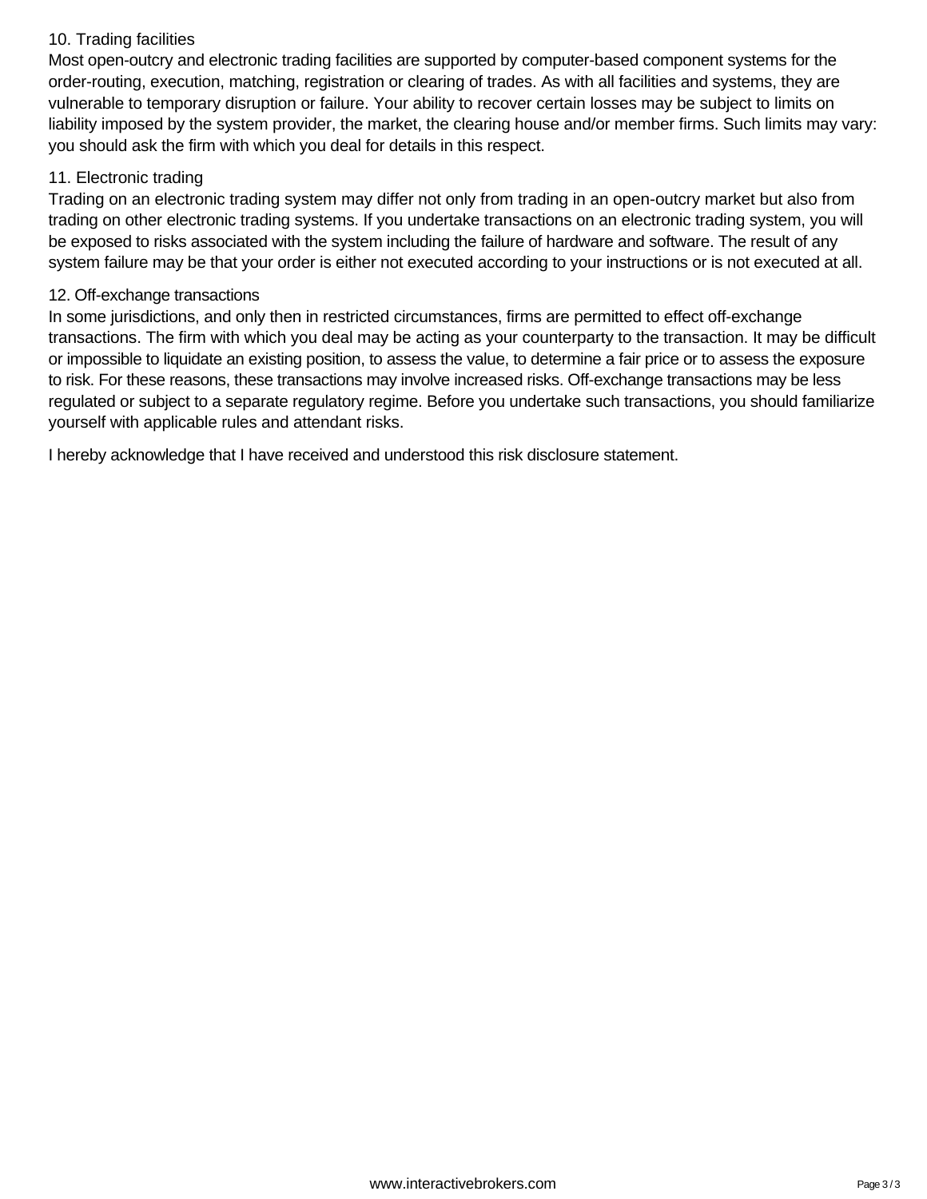10. Trading facilities

Most open-outcry and electronic trading facilities are supported by computer-based component systems for the order-routing, execution, matching, registration or clearing of trades. As with all facilities and systems, they are vulnerable to temporary disruption or failure. Your ability to recover certain losses may be subject to limits on liability imposed by the system provider, the market, the clearing house and/or member firms. Such limits may vary: you should ask the firm with which you deal for details in this respect.

11. Electronic trading

Trading on an electronic trading system may differ not only from trading in an open-outcry market but also from trading on other electronic trading systems. If you undertake transactions on an electronic trading system, you will be exposed to risks associated with the system including the failure of hardware and software. The result of any system failure may be that your order is either not executed according to your instructions or is not executed at all.

12. Off-exchange transactions

In some jurisdictions, and only then in restricted circumstances, firms are permitted to effect off-exchange transactions. The firm with which you deal may be acting as your counterparty to the transaction. It may be difficult or impossible to liquidate an existing position, to assess the value, to determine a fair price or to assess the exposure to risk. For these reasons, these transactions may involve increased risks. Off-exchange transactions may be less regulated or subject to a separate regulatory regime. Before you undertake such transactions, you should familiarize yourself with applicable rules and attendant risks.

I hereby acknowledge that I have received and understood this risk disclosure statement.